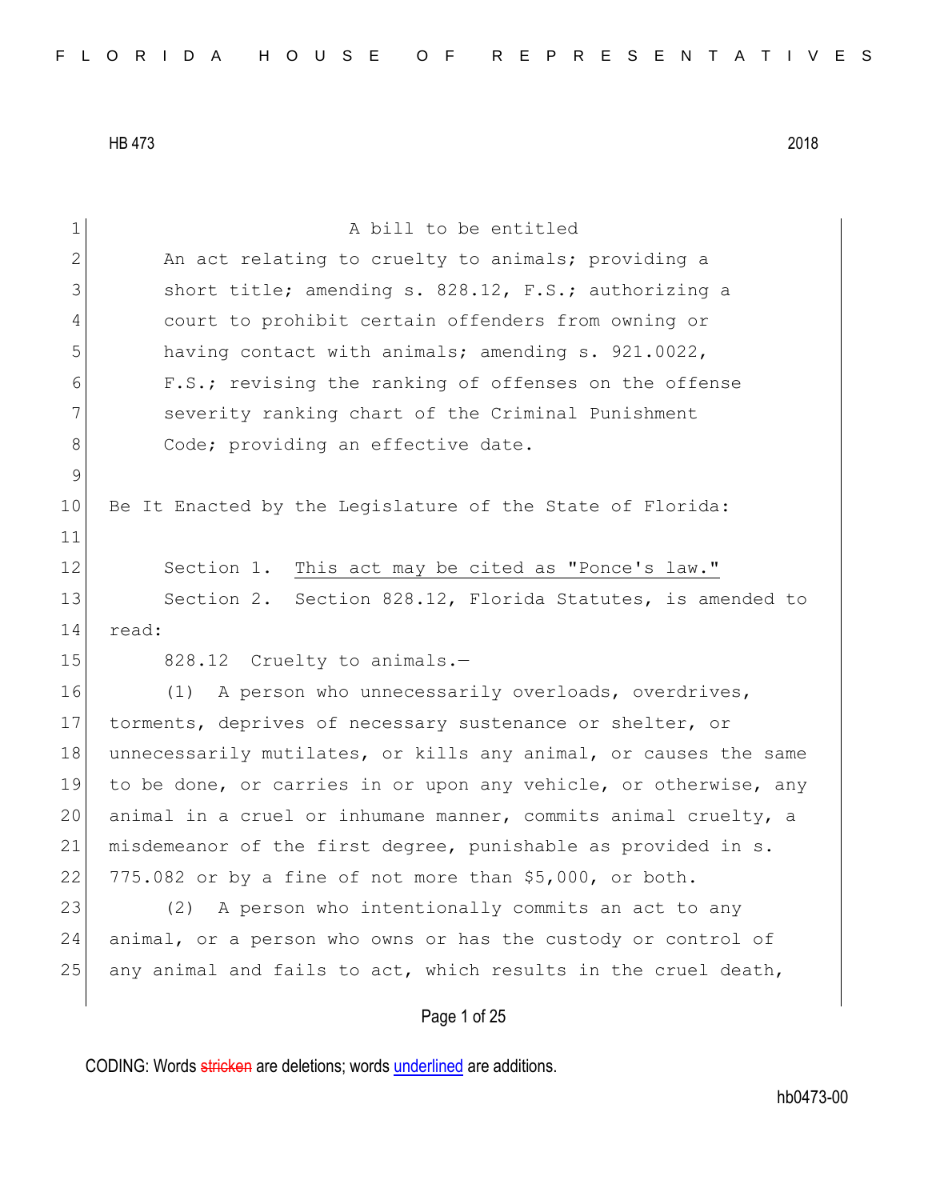HB 473 2018

A bill to be entitled

An act relating to cruelty to animals; providing a short title; amending s. 828.12, F.S.; authorizing a court to prohibit certain offenders from owning or having contact with animals; amending s. 921.0022, F.S.; revising the ranking of offenses on the offense severity ranking chart of the Criminal Punishment Code; providing an effective date.

Be It Enacted by the Legislature of the State of Florida:

Section 1. This act may be cited as "Ponce's law."

Section 2. Section 828.12, Florida Statutes, is amended to read:

828.12 Cruelty to animals.—

(1) A person who unnecessarily overloads, overdrives, torments, deprives of necessary sustenance or shelter, or unnecessarily mutilates, or kills any animal, or causes the same to be done, or carries in or upon any vehicle, or otherwise, any animal in a cruel or inhumane manner, commits animal cruelty, a misdemeanor of the first degree, punishable as provided in s. 775.082 or by a fine of not more than $5,000, or both.

(2) A person who intentionally commits an act to any animal, or a person who owns or has the custody or control of any animal and fails to act, which results in the cruel death,

CODING: Words stricken are deletions; words underlined are additions.

hb0473-00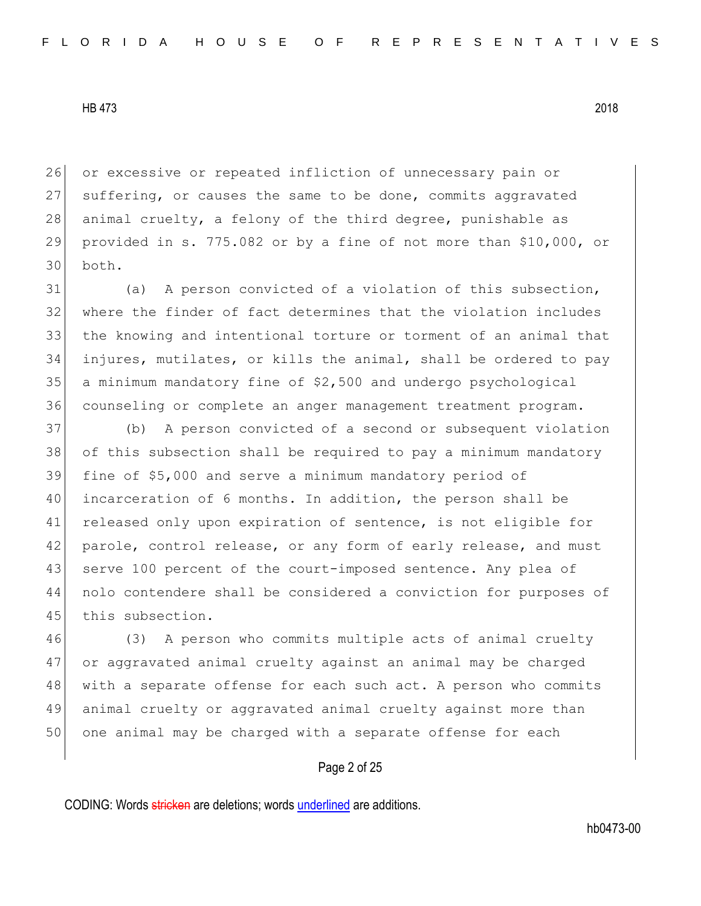or excessive or repeated infliction of unnecessary pain or suffering, or causes the same to be done, commits aggravated animal cruelty, a felony of the third degree, punishable as provided in s. 775.082 or by a fine of not more than $10,000, or both.

(a) A person convicted of a violation of this subsection, where the finder of fact determines that the violation includes the knowing and intentional torture or torment of an animal that injures, mutilates, or kills the animal, shall be ordered to pay a minimum mandatory fine of $2,500 and undergo psychological counseling or complete an anger management treatment program.

(b) A person convicted of a second or subsequent violation of this subsection shall be required to pay a minimum mandatory fine of $5,000 and serve a minimum mandatory period of incarceration of 6 months. In addition, the person shall be released only upon expiration of sentence, is not eligible for parole, control release, or any form of early release, and must serve 100 percent of the court-imposed sentence. Any plea of nolo contendere shall be considered a conviction for purposes of this subsection.

(3) A person who commits multiple acts of animal cruelty or aggravated animal cruelty against an animal may be charged with a separate offense for each such act. A person who commits animal cruelty or aggravated animal cruelty against more than one animal may be charged with a separate offense for each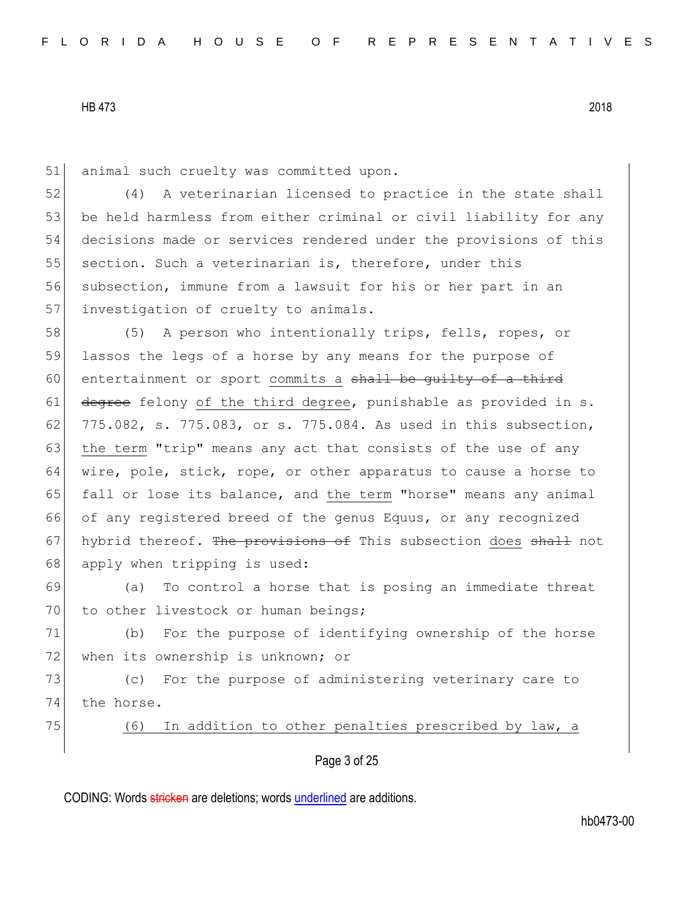animal such cruelty was committed upon.

(4) A veterinarian licensed to practice in the state shall be held harmless from either criminal or civil liability for any decisions made or services rendered under the provisions of this section. Such a veterinarian is, therefore, under this subsection, immune from a lawsuit for his or her part in an investigation of cruelty to animals.

(5) A person who intentionally trips, fells, ropes, or lassos the legs of a horse by any means for the purpose of entertainment or sport commits a ~~shall be guilty of a third degree~~ felony of the third degree, punishable as provided in s. 775.082, s. 775.083, or s. 775.084. As used in this subsection, the term "trip" means any act that consists of the use of any wire, pole, stick, rope, or other apparatus to cause a horse to fall or lose its balance, and the term "horse" means any animal of any registered breed of the genus Equus, or any recognized hybrid thereof. ~~The provisions of~~ This subsection does ~~shall~~ not apply when tripping is used:

(a) To control a horse that is posing an immediate threat to other livestock or human beings;

(b) For the purpose of identifying ownership of the horse when its ownership is unknown; or

(c) For the purpose of administering veterinary care to the horse.

(6) In addition to other penalties prescribed by law, a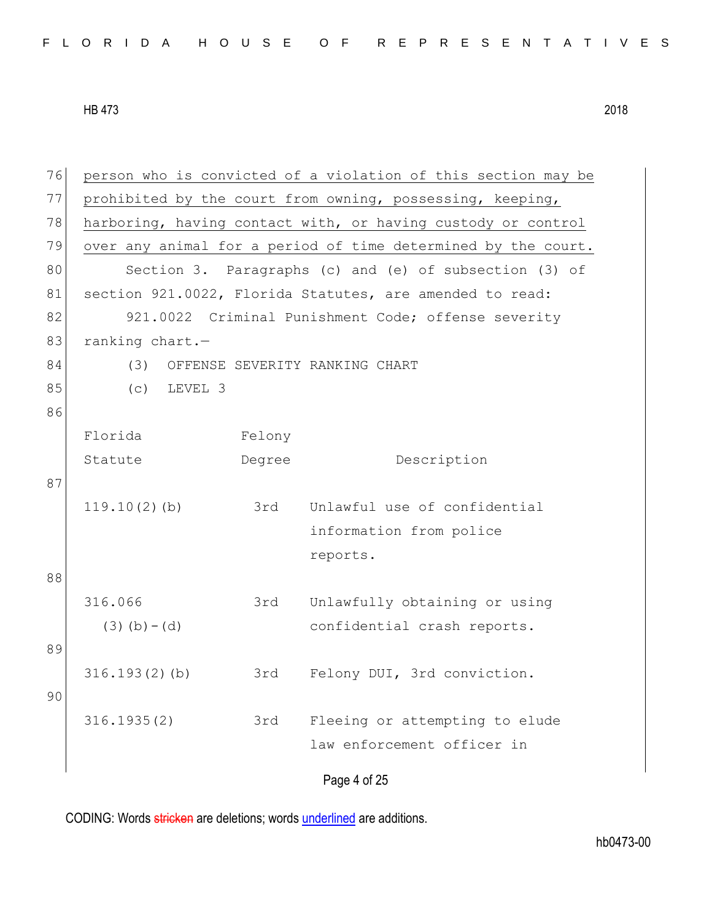76 <u>person who is convicted of a violation of this section may be</u>
77 <u>prohibited by the court from owning, possessing, keeping,</u>
78 <u>harboring, having contact with, or having custody or control</u>
79 <u>over any animal for a period of time determined by the court.</u>

80 Section 3. Paragraphs (c) and (e) of subsection (3) of
81 section 921.0022, Florida Statutes, are amended to read:

82 921.0022 Criminal Punishment Code; offense severity
83 ranking chart.—

84 (3) OFFENSE SEVERITY RANKING CHART

85 (c) LEVEL 3

86

| Florida Statute | Felony Degree | Description |
|---|---|---|
| 119.10(2)(b) | 3rd | Unlawful use of confidential information from police reports. |
| 316.066 (3)(b)-(d) | 3rd | Unlawfully obtaining or using confidential crash reports. |
| 316.193(2)(b) | 3rd | Felony DUI, 3rd conviction. |
| 316.1935(2) | 3rd | Fleeing or attempting to elude law enforcement officer in |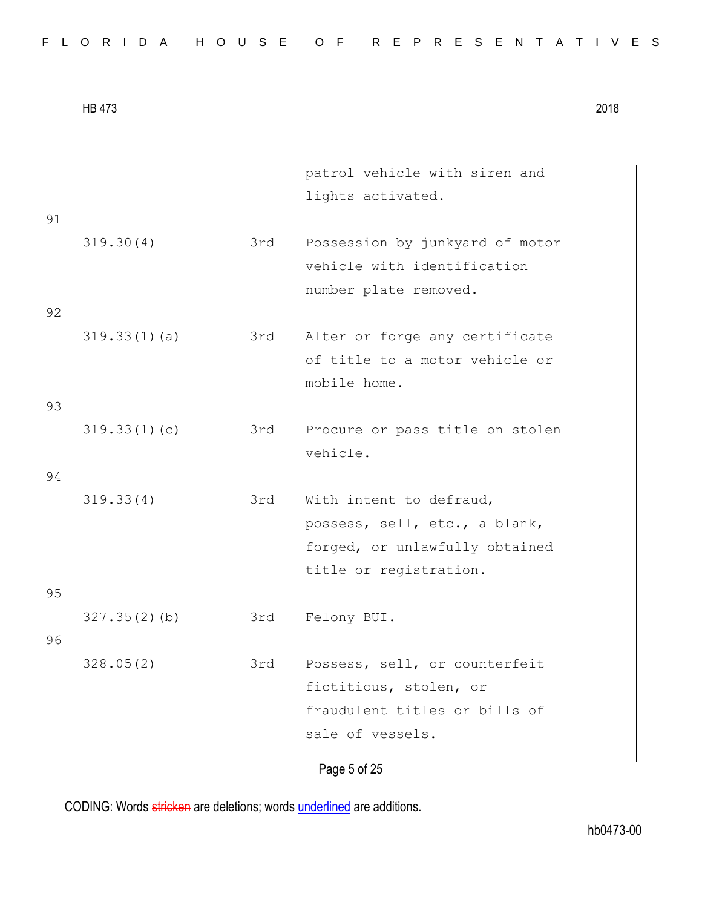| | | |
|---|---|---|
| | | patrol vehicle with siren and lights activated. |
| 319.30(4) | 3rd | Possession by junkyard of motor vehicle with identification number plate removed. |
| 319.33(1)(a) | 3rd | Alter or forge any certificate of title to a motor vehicle or mobile home. |
| 319.33(1)(c) | 3rd | Procure or pass title on stolen vehicle. |
| 319.33(4) | 3rd | With intent to defraud, possess, sell, etc., a blank, forged, or unlawfully obtained title or registration. |
| 327.35(2)(b) | 3rd | Felony BUI. |
| 328.05(2) | 3rd | Possess, sell, or counterfeit fictitious, stolen, or fraudulent titles or bills of sale of vessels. |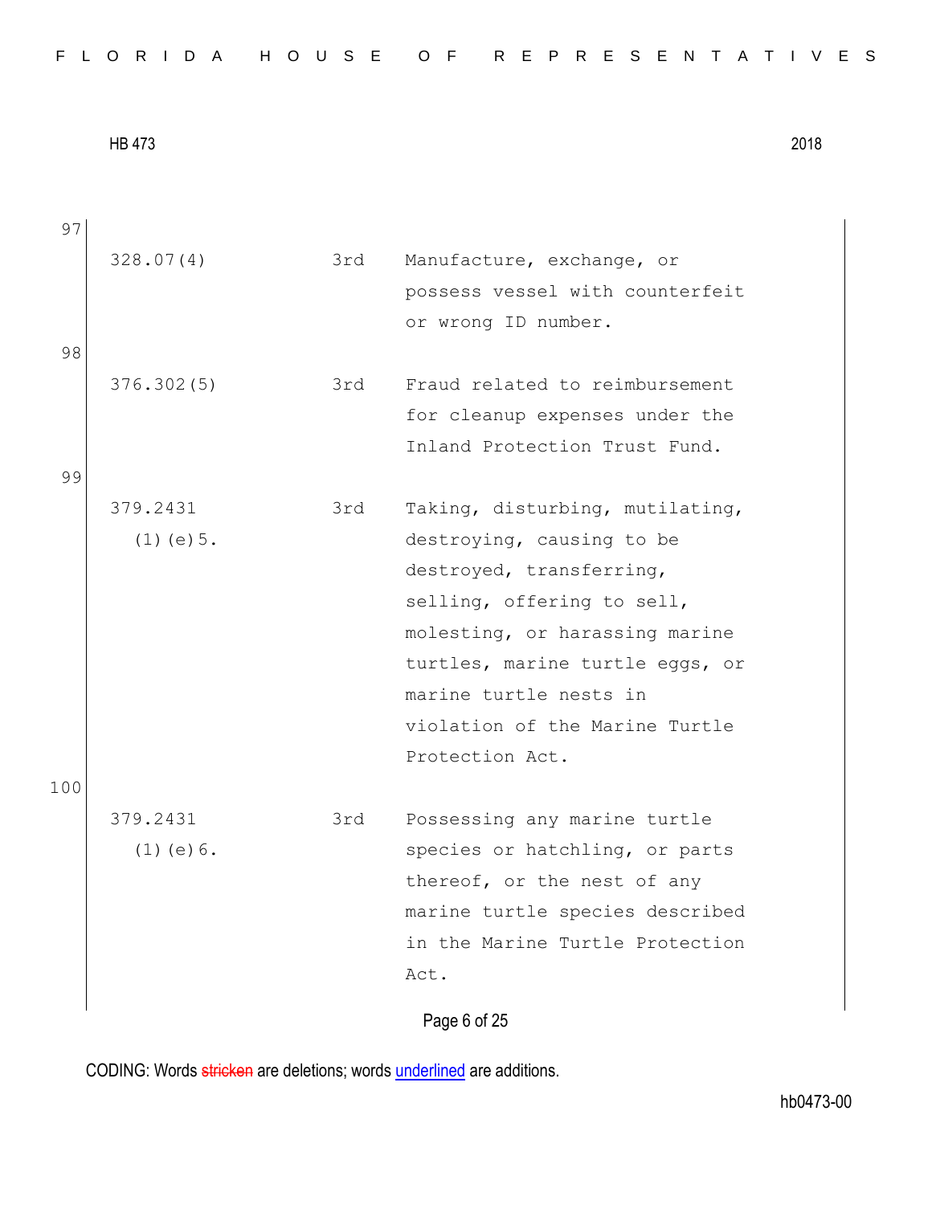97

| | | |
|---|---|---|
| 328.07(4) | 3rd | Manufacture, exchange, or possess vessel with counterfeit or wrong ID number. |

98

| | | |
|---|---|---|
| 376.302(5) | 3rd | Fraud related to reimbursement for cleanup expenses under the Inland Protection Trust Fund. |

99

| | | |
|---|---|---|
| 379.2431 (1)(e)5. | 3rd | Taking, disturbing, mutilating, destroying, causing to be destroyed, transferring, selling, offering to sell, molesting, or harassing marine turtles, marine turtle eggs, or marine turtle nests in violation of the Marine Turtle Protection Act. |

100

| | | |
|---|---|---|
| 379.2431 (1)(e)6. | 3rd | Possessing any marine turtle species or hatchling, or parts thereof, or the nest of any marine turtle species described in the Marine Turtle Protection Act. |

CODING: Words stricken are deletions; words underlined are additions.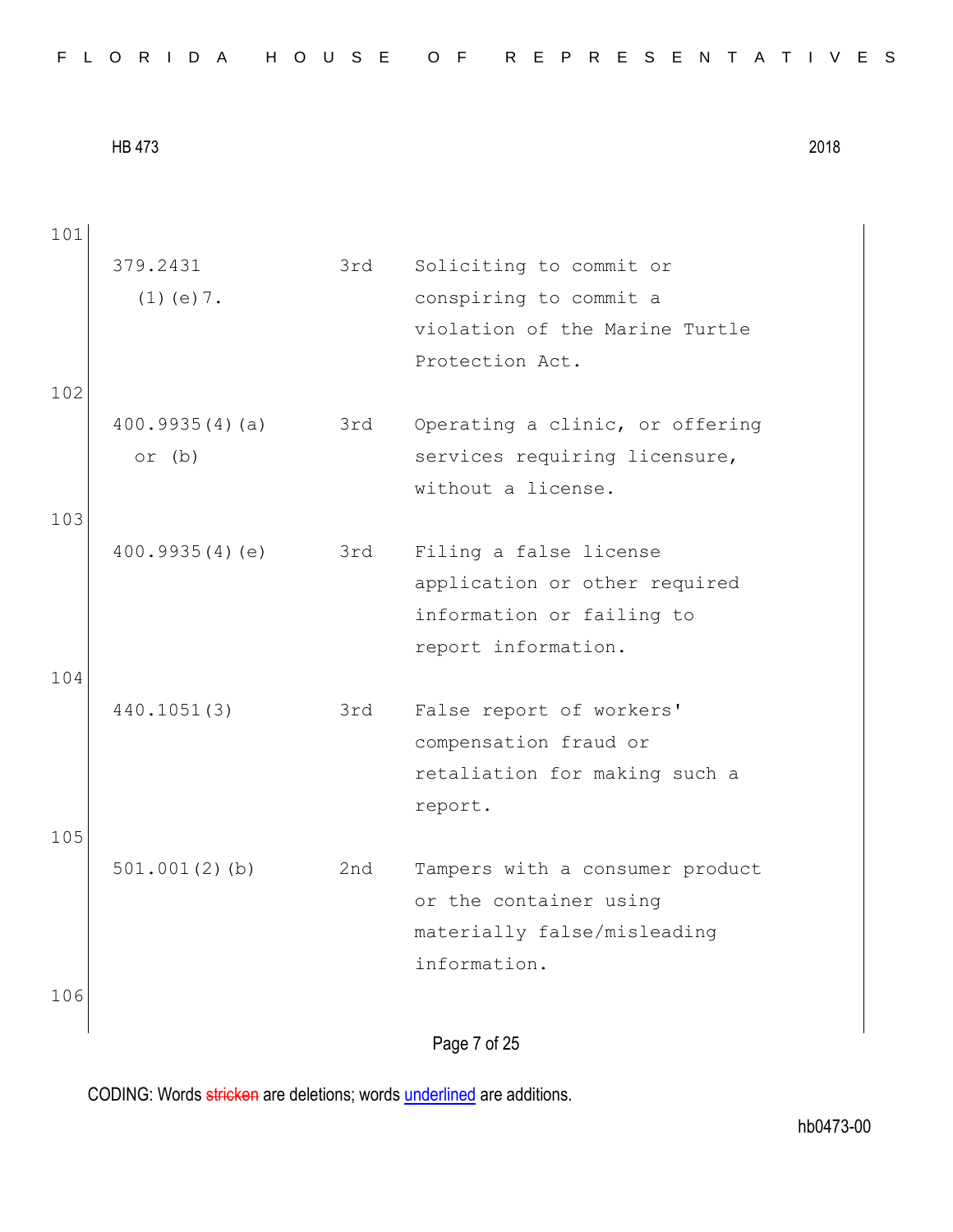| | | | |
|---|---|---|---|
| 101 | | | |
| | 379.2431 (1)(e)7. | 3rd | Soliciting to commit or conspiring to commit a violation of the Marine Turtle Protection Act. |
| 102 | | | |
| | 400.9935(4)(a) or (b) | 3rd | Operating a clinic, or offering services requiring licensure, without a license. |
| 103 | | | |
| | 400.9935(4)(e) | 3rd | Filing a false license application or other required information or failing to report information. |
| 104 | | | |
| | 440.1051(3) | 3rd | False report of workers' compensation fraud or retaliation for making such a report. |
| 105 | | | |
| | 501.001(2)(b) | 2nd | Tampers with a consumer product or the container using materially false/misleading information. |
| 106 | | | |

CODING: Words stricken are deletions; words underlined are additions.

hb0473-00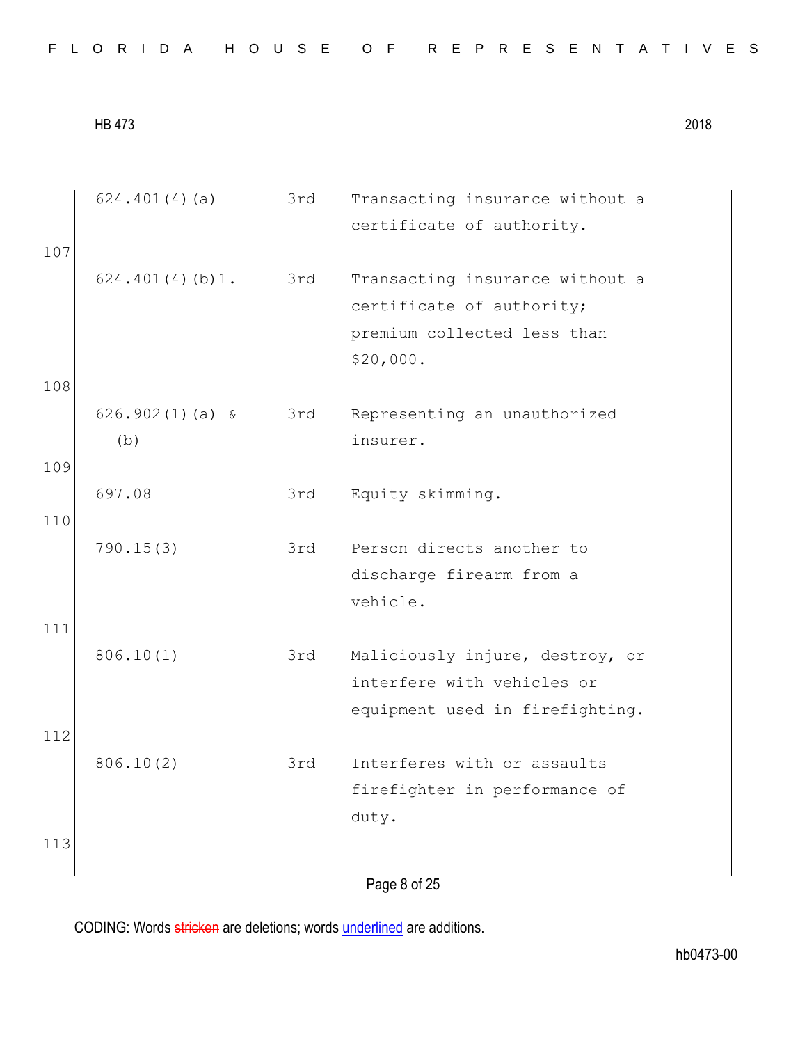| | | |
|---|---|---|
| 624.401(4)(a) | 3rd | Transacting insurance without a certificate of authority. |
| 624.401(4)(b)1. | 3rd | Transacting insurance without a certificate of authority; premium collected less than $20,000. |
| 626.902(1)(a) & (b) | 3rd | Representing an unauthorized insurer. |
| 697.08 | 3rd | Equity skimming. |
| 790.15(3) | 3rd | Person directs another to discharge firearm from a vehicle. |
| 806.10(1) | 3rd | Maliciously injure, destroy, or interfere with vehicles or equipment used in firefighting. |
| 806.10(2) | 3rd | Interferes with or assaults firefighter in performance of duty. |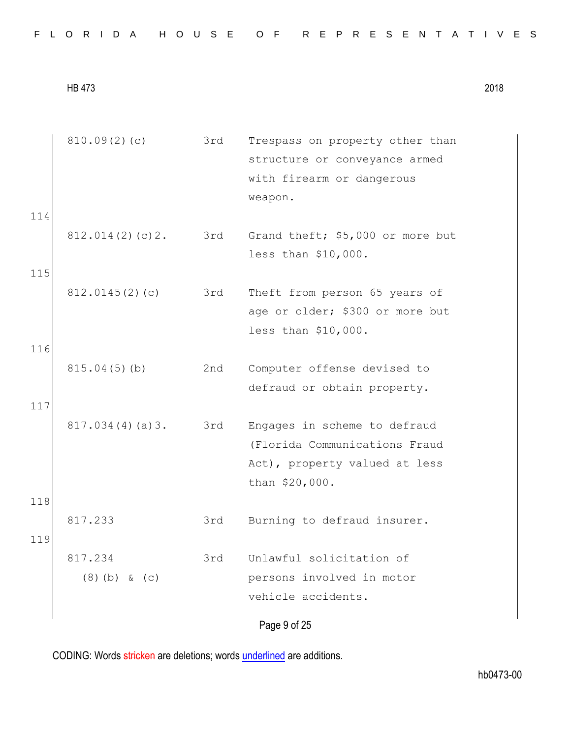| | | | |
|---|---|---|---|
| | 810.09(2)(c) | 3rd | Trespass on property other than structure or conveyance armed with firearm or dangerous weapon. |
| 114 | 812.014(2)(c)2. | 3rd | Grand theft; $5,000 or more but less than $10,000. |
| 115 | 812.0145(2)(c) | 3rd | Theft from person 65 years of age or older; $300 or more but less than $10,000. |
| 116 | 815.04(5)(b) | 2nd | Computer offense devised to defraud or obtain property. |
| 117 | 817.034(4)(a)3. | 3rd | Engages in scheme to defraud (Florida Communications Fraud Act), property valued at less than $20,000. |
| 118 | 817.233 | 3rd | Burning to defraud insurer. |
| 119 | 817.234 (8)(b) & (c) | 3rd | Unlawful solicitation of persons involved in motor vehicle accidents. |

CODING: Words stricken are deletions; words underlined are additions.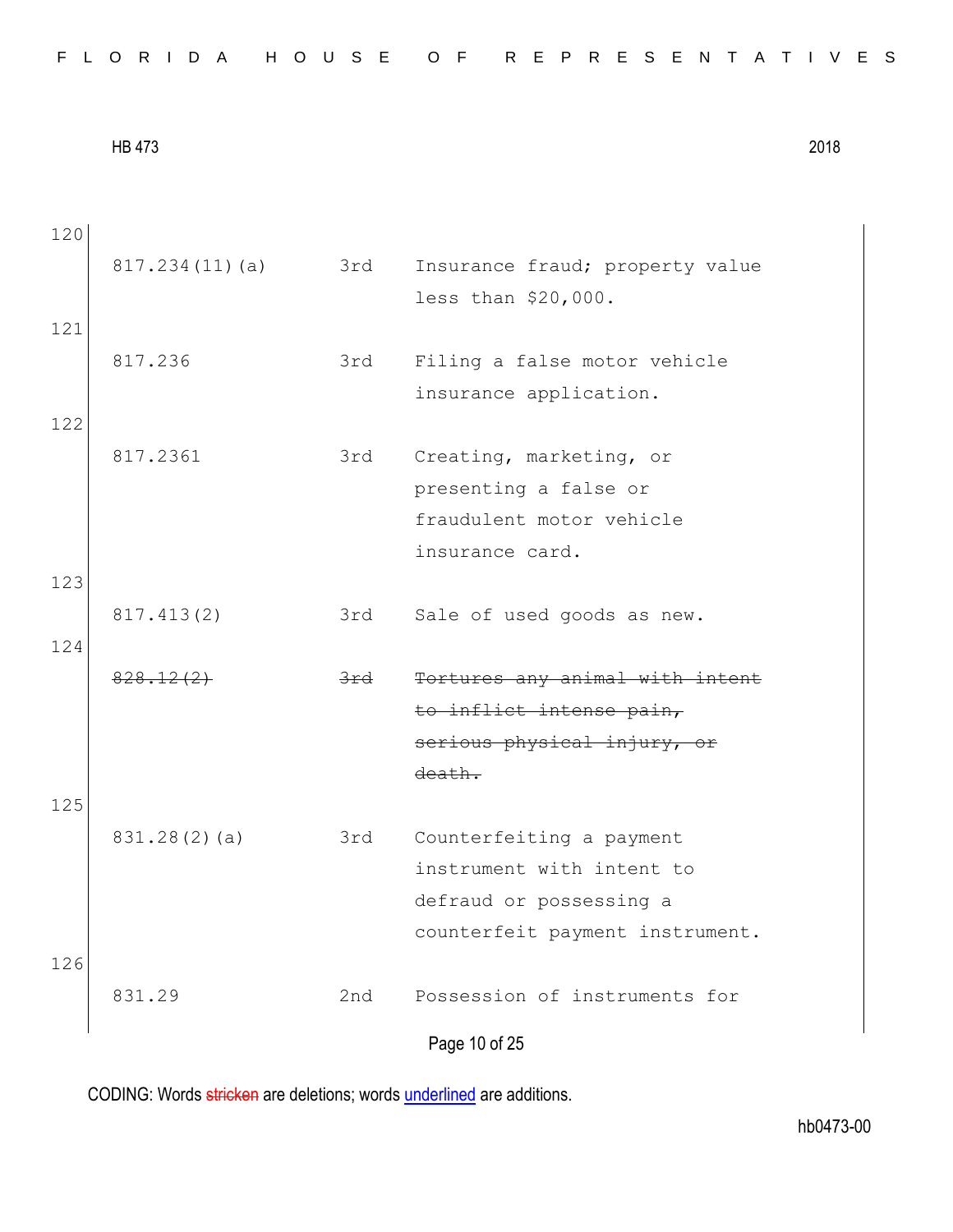| | | | |
|---|---|---|---|
| 120 | 817.234(11)(a) | 3rd | Insurance fraud; property value less than $20,000. |
| 121 | 817.236 | 3rd | Filing a false motor vehicle insurance application. |
| 122 | 817.2361 | 3rd | Creating, marketing, or presenting a false or fraudulent motor vehicle insurance card. |
| 123 | 817.413(2) | 3rd | Sale of used goods as new. |
| 124 | ~~828.12(2)~~ | ~~3rd~~ | ~~Tortures any animal with intent to inflict intense pain, serious physical injury, or death.~~ |
| 125 | 831.28(2)(a) | 3rd | Counterfeiting a payment instrument with intent to defraud or possessing a counterfeit payment instrument. |
| 126 | 831.29 | 2nd | Possession of instruments for |

CODING: Words ~~stricken~~ are deletions; words <u>underlined</u> are additions.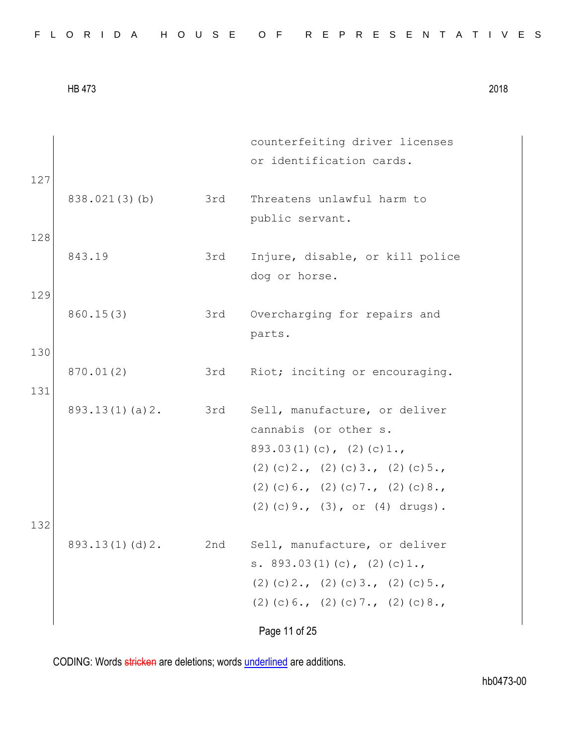| | | |
|---|---|---|
| | | counterfeiting driver licenses or identification cards. |
| 838.021(3)(b) | 3rd | Threatens unlawful harm to public servant. |
| 843.19 | 3rd | Injure, disable, or kill police dog or horse. |
| 860.15(3) | 3rd | Overcharging for repairs and parts. |
| 870.01(2) | 3rd | Riot; inciting or encouraging. |
| 893.13(1)(a)2. | 3rd | Sell, manufacture, or deliver cannabis (or other s. 893.03(1)(c), (2)(c)1., (2)(c)2., (2)(c)3., (2)(c)5., (2)(c)6., (2)(c)7., (2)(c)8., (2)(c)9., (3), or (4) drugs). |
| 893.13(1)(d)2. | 2nd | Sell, manufacture, or deliver s. 893.03(1)(c), (2)(c)1., (2)(c)2., (2)(c)3., (2)(c)5., (2)(c)6., (2)(c)7., (2)(c)8., |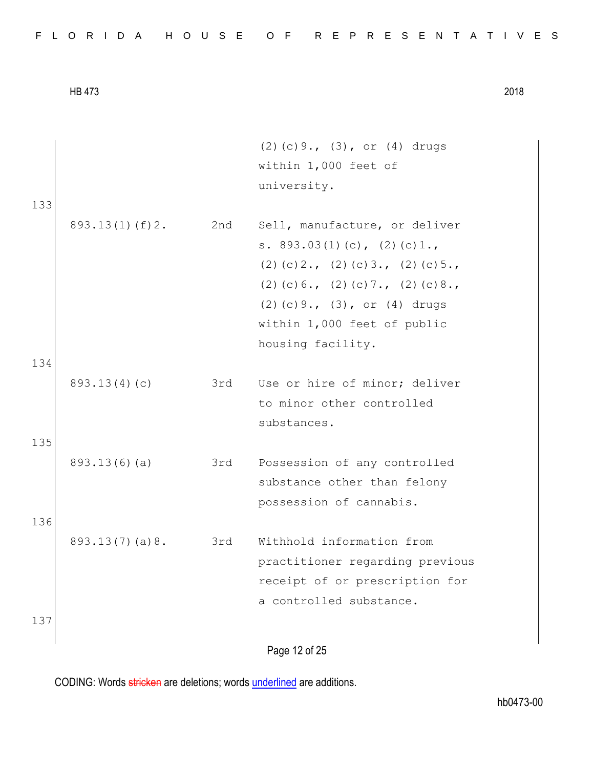| | | |
|---|---|---|
| | | (2)(c)9., (3), or (4) drugs within 1,000 feet of university. |
| 893.13(1)(f)2. | 2nd | Sell, manufacture, or deliver s. 893.03(1)(c), (2)(c)1., (2)(c)2., (2)(c)3., (2)(c)5., (2)(c)6., (2)(c)7., (2)(c)8., (2)(c)9., (3), or (4) drugs within 1,000 feet of public housing facility. |
| 893.13(4)(c) | 3rd | Use or hire of minor; deliver to minor other controlled substances. |
| 893.13(6)(a) | 3rd | Possession of any controlled substance other than felony possession of cannabis. |
| 893.13(7)(a)8. | 3rd | Withhold information from practitioner regarding previous receipt of or prescription for a controlled substance. |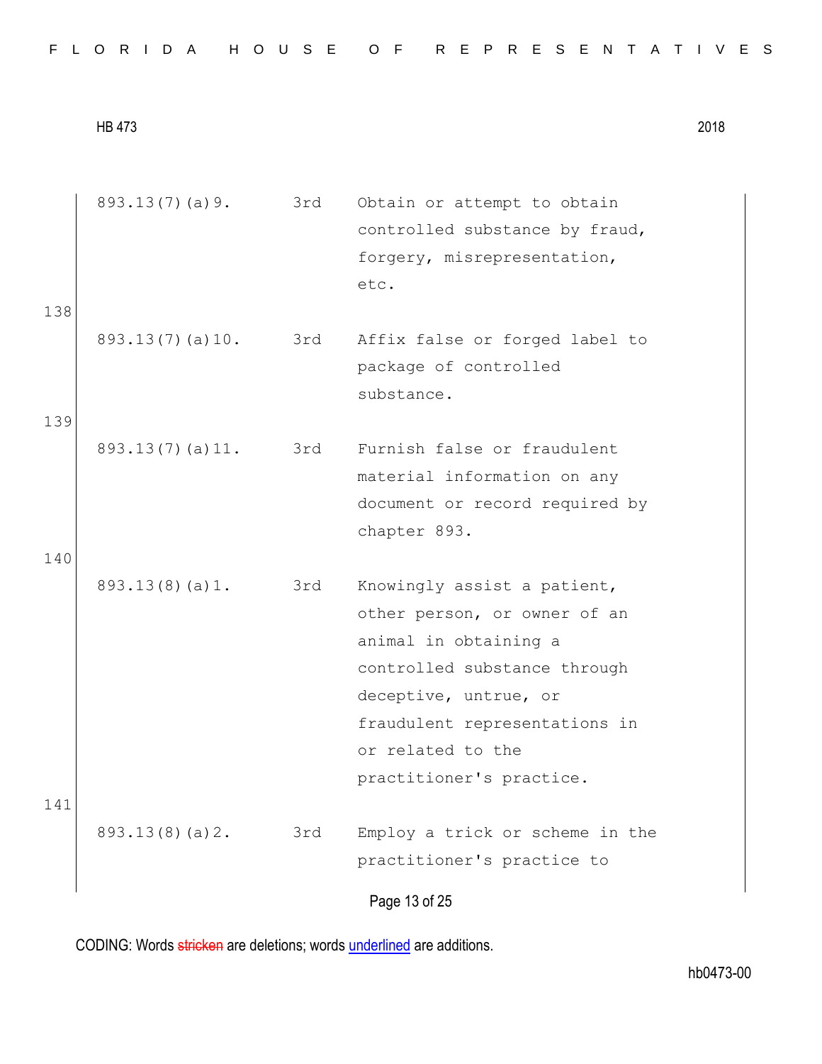| | | |
|---|---|---|
| 893.13(7)(a)9. | 3rd | Obtain or attempt to obtain controlled substance by fraud, forgery, misrepresentation, etc. |
| 893.13(7)(a)10. | 3rd | Affix false or forged label to package of controlled substance. |
| 893.13(7)(a)11. | 3rd | Furnish false or fraudulent material information on any document or record required by chapter 893. |
| 893.13(8)(a)1. | 3rd | Knowingly assist a patient, other person, or owner of an animal in obtaining a controlled substance through deceptive, untrue, or fraudulent representations in or related to the practitioner's practice. |
| 893.13(8)(a)2. | 3rd | Employ a trick or scheme in the practitioner's practice to |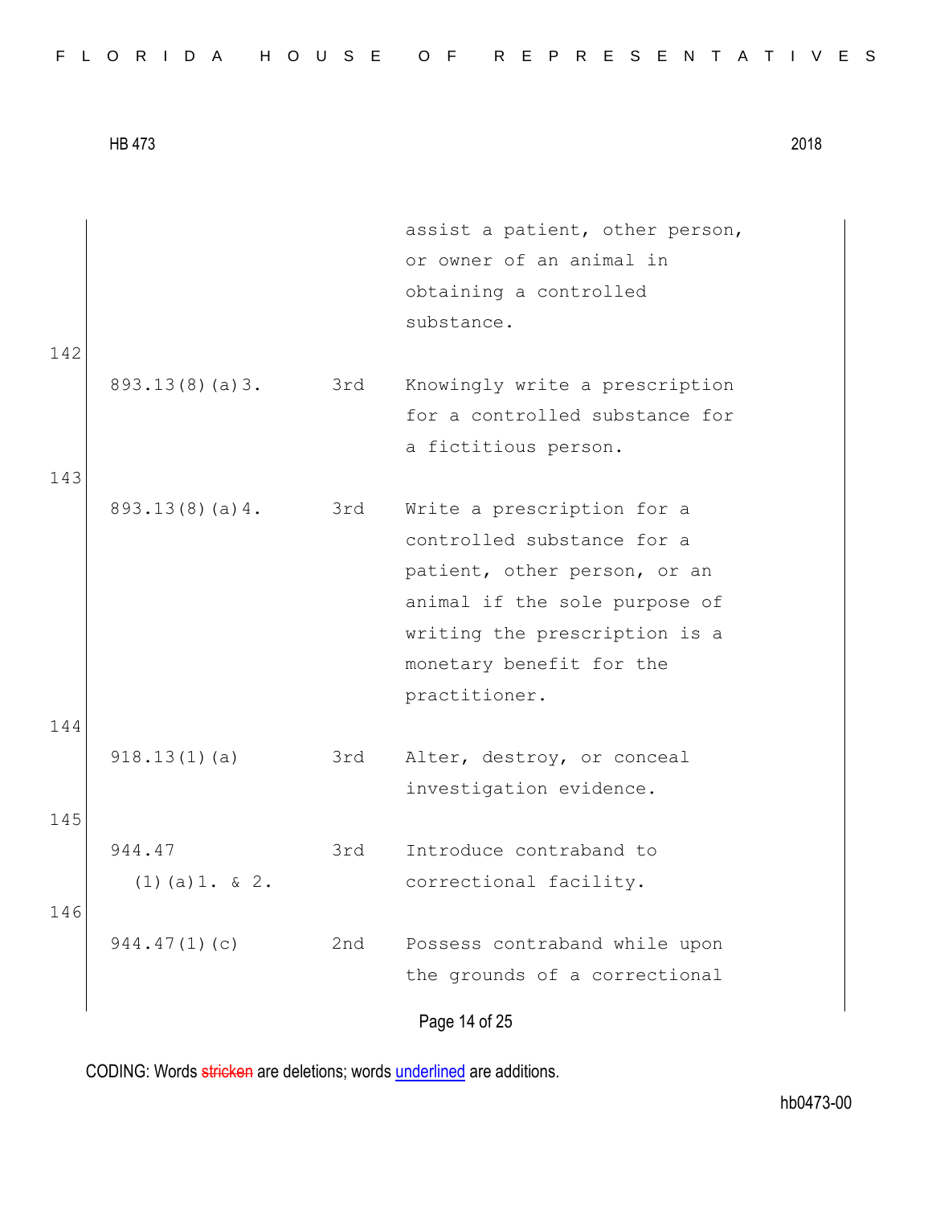| | | |
|---|---|---|
| | | assist a patient, other person, or owner of an animal in obtaining a controlled substance. |
| 893.13(8)(a)3. | 3rd | Knowingly write a prescription for a controlled substance for a fictitious person. |
| 893.13(8)(a)4. | 3rd | Write a prescription for a controlled substance for a patient, other person, or an animal if the sole purpose of writing the prescription is a monetary benefit for the practitioner. |
| 918.13(1)(a) | 3rd | Alter, destroy, or conceal investigation evidence. |
| 944.47 (1)(a)1. & 2. | 3rd | Introduce contraband to correctional facility. |
| 944.47(1)(c) | 2nd | Possess contraband while upon the grounds of a correctional |

CODING: Words ~~stricken~~ are deletions; words <u>underlined</u> are additions.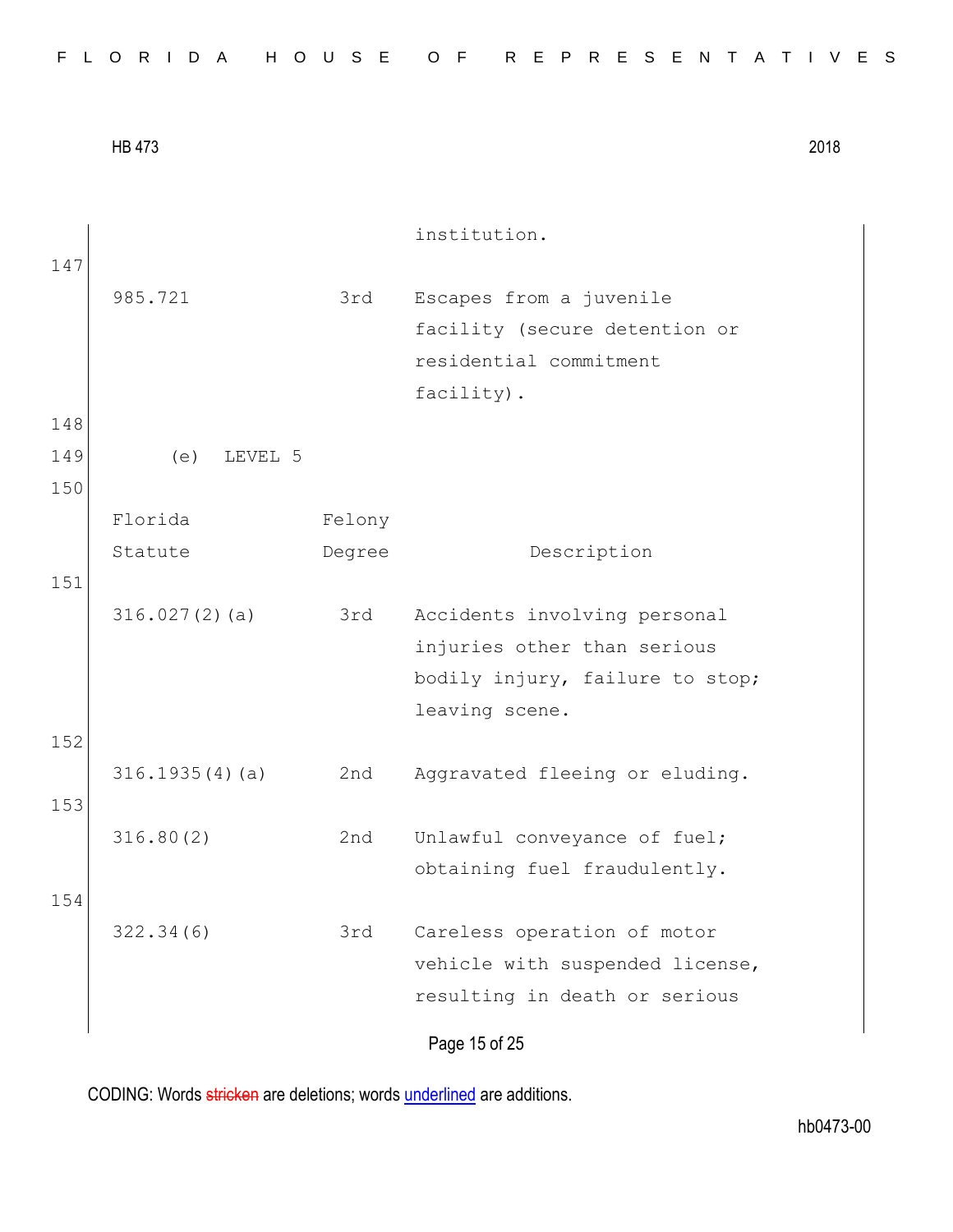| | | institution. |
|---|---|---|

147

| | | |
|---|---|---|
| 985.721 | 3rd | Escapes from a juvenile facility (secure detention or residential commitment facility). |

148

149 (e) LEVEL 5

150

| Florida Statute | Felony Degree | Description |
|---|---|---|
| 316.027(2)(a) | 3rd | Accidents involving personal injuries other than serious bodily injury, failure to stop; leaving scene. |
| 316.1935(4)(a) | 2nd | Aggravated fleeing or eluding. |
| 316.80(2) | 2nd | Unlawful conveyance of fuel; obtaining fuel fraudulently. |
| 322.34(6) | 3rd | Careless operation of motor vehicle with suspended license, resulting in death or serious |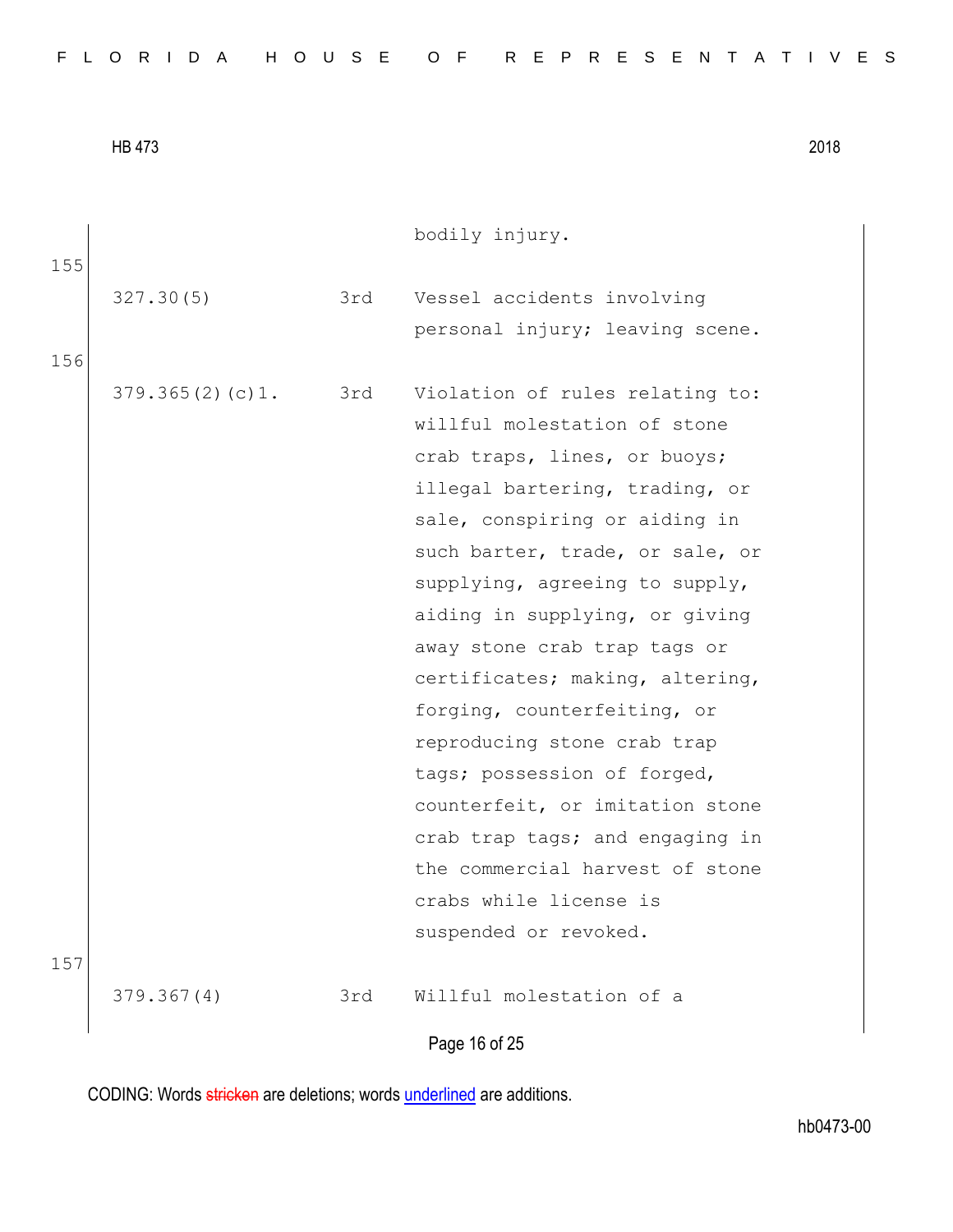| | | |
|---|---|---|
| | | bodily injury. |
| 327.30(5) | 3rd | Vessel accidents involving personal injury; leaving scene. |
| 379.365(2)(c)1. | 3rd | Violation of rules relating to: willful molestation of stone crab traps, lines, or buoys; illegal bartering, trading, or sale, conspiring or aiding in such barter, trade, or sale, or supplying, agreeing to supply, aiding in supplying, or giving away stone crab trap tags or certificates; making, altering, forging, counterfeiting, or reproducing stone crab trap tags; possession of forged, counterfeit, or imitation stone crab trap tags; and engaging in the commercial harvest of stone crabs while license is suspended or revoked. |
| 379.367(4) | 3rd | Willful molestation of a |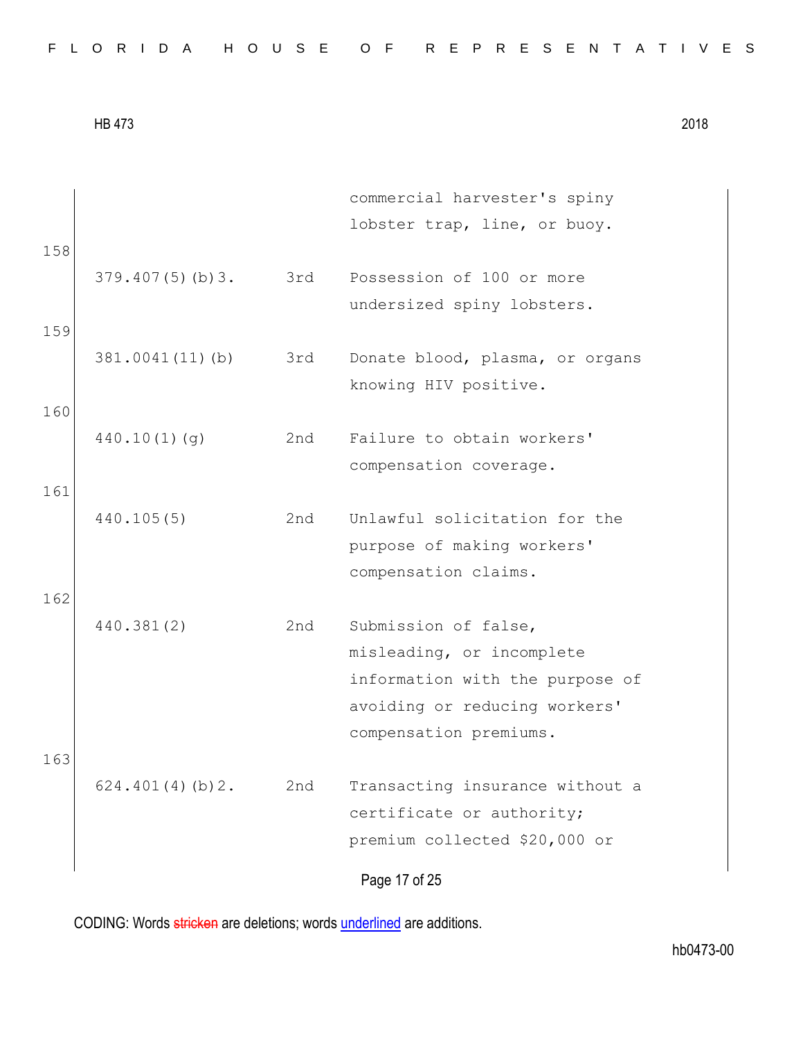| | | |
|---|---|---|
| | | commercial harvester's spiny lobster trap, line, or buoy. |
| 379.407(5)(b)3. | 3rd | Possession of 100 or more undersized spiny lobsters. |
| 381.0041(11)(b) | 3rd | Donate blood, plasma, or organs knowing HIV positive. |
| 440.10(1)(g) | 2nd | Failure to obtain workers' compensation coverage. |
| 440.105(5) | 2nd | Unlawful solicitation for the purpose of making workers' compensation claims. |
| 440.381(2) | 2nd | Submission of false, misleading, or incomplete information with the purpose of avoiding or reducing workers' compensation premiums. |
| 624.401(4)(b)2. | 2nd | Transacting insurance without a certificate or authority; premium collected $20,000 or |

CODING: Words stricken are deletions; words underlined are additions.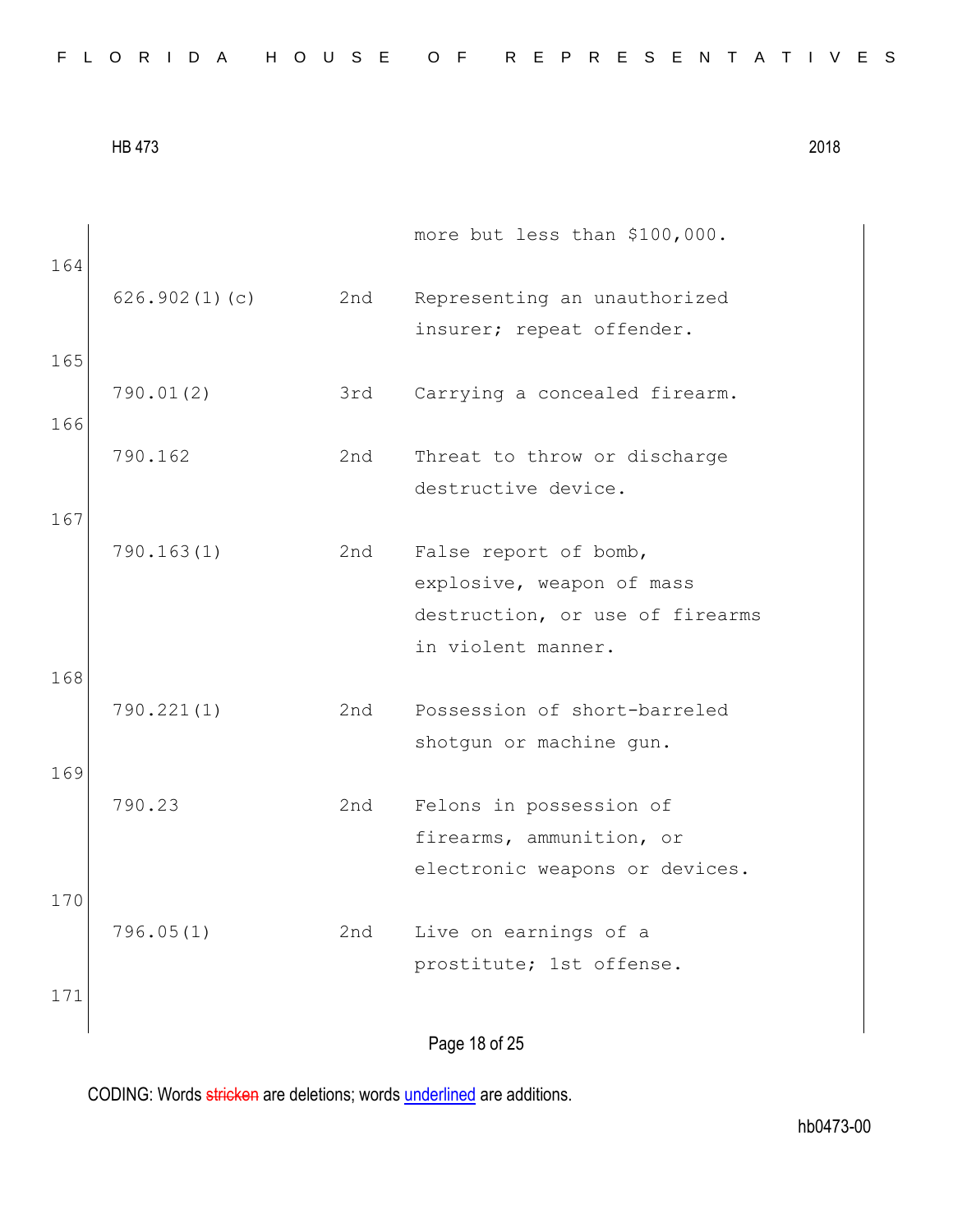| | | more but less than $100,000. |
|---|---|---|
| 626.902(1)(c) | 2nd | Representing an unauthorized insurer; repeat offender. |
| 790.01(2) | 3rd | Carrying a concealed firearm. |
| 790.162 | 2nd | Threat to throw or discharge destructive device. |
| 790.163(1) | 2nd | False report of bomb, explosive, weapon of mass destruction, or use of firearms in violent manner. |
| 790.221(1) | 2nd | Possession of short-barreled shotgun or machine gun. |
| 790.23 | 2nd | Felons in possession of firearms, ammunition, or electronic weapons or devices. |
| 796.05(1) | 2nd | Live on earnings of a prostitute; 1st offense. |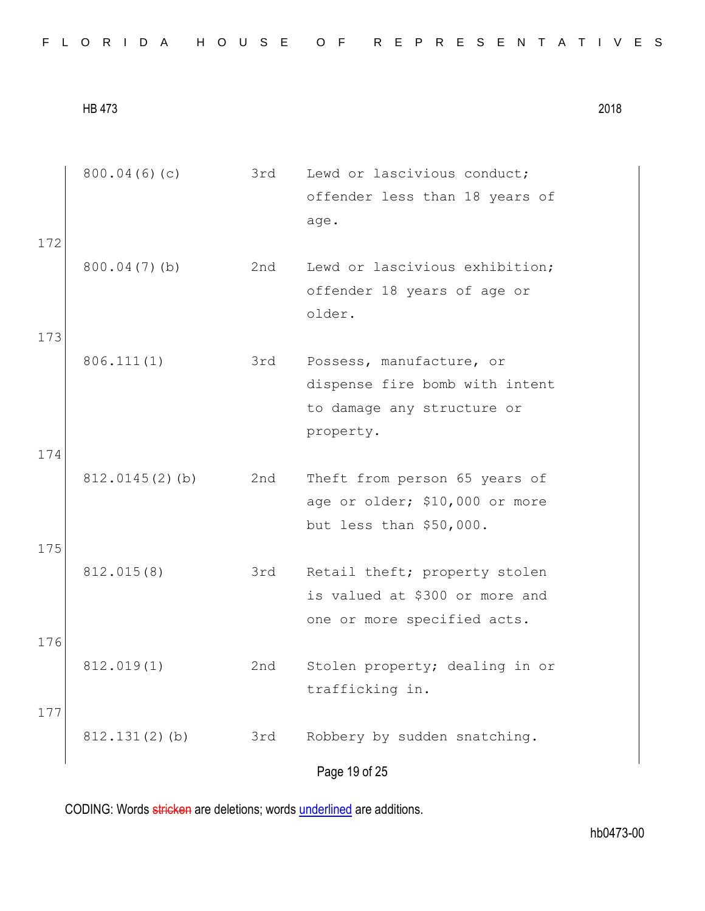| | | |
|---|---|---|
| 800.04(6)(c) | 3rd | Lewd or lascivious conduct; offender less than 18 years of age. |
| 800.04(7)(b) | 2nd | Lewd or lascivious exhibition; offender 18 years of age or older. |
| 806.111(1) | 3rd | Possess, manufacture, or dispense fire bomb with intent to damage any structure or property. |
| 812.0145(2)(b) | 2nd | Theft from person 65 years of age or older; $10,000 or more but less than $50,000. |
| 812.015(8) | 3rd | Retail theft; property stolen is valued at $300 or more and one or more specified acts. |
| 812.019(1) | 2nd | Stolen property; dealing in or trafficking in. |
| 812.131(2)(b) | 3rd | Robbery by sudden snatching. |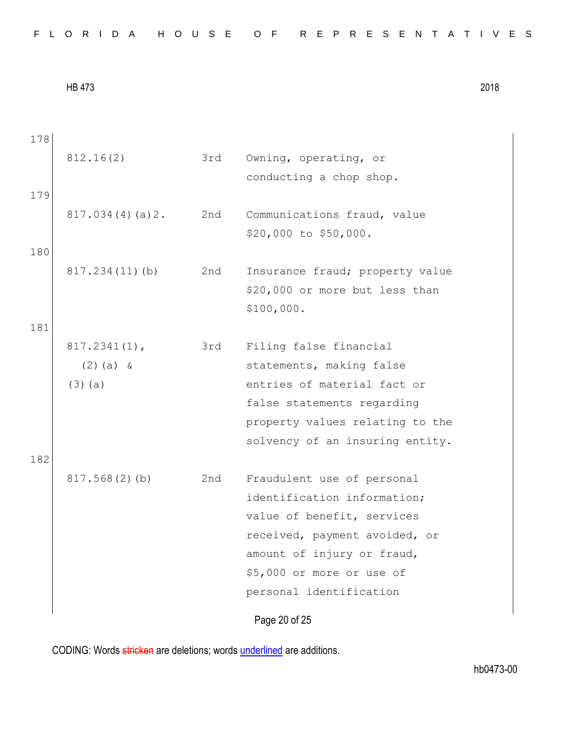178

| | | |
|---|---|---|
| 812.16(2) | 3rd | Owning, operating, or conducting a chop shop. |

179

| | | |
|---|---|---|
| 817.034(4)(a)2. | 2nd | Communications fraud, value $20,000 to $50,000. |

180

| | | |
|---|---|---|
| 817.234(11)(b) | 2nd | Insurance fraud; property value $20,000 or more but less than $100,000. |

181

| | | |
|---|---|---|
| 817.2341(1), (2)(a) & (3)(a) | 3rd | Filing false financial statements, making false entries of material fact or false statements regarding property values relating to the solvency of an insuring entity. |

182

| | | |
|---|---|---|
| 817.568(2)(b) | 2nd | Fraudulent use of personal identification information; value of benefit, services received, payment avoided, or amount of injury or fraud, $5,000 or more or use of personal identification |

CODING: Words stricken are deletions; words underlined are additions.

hb0473-00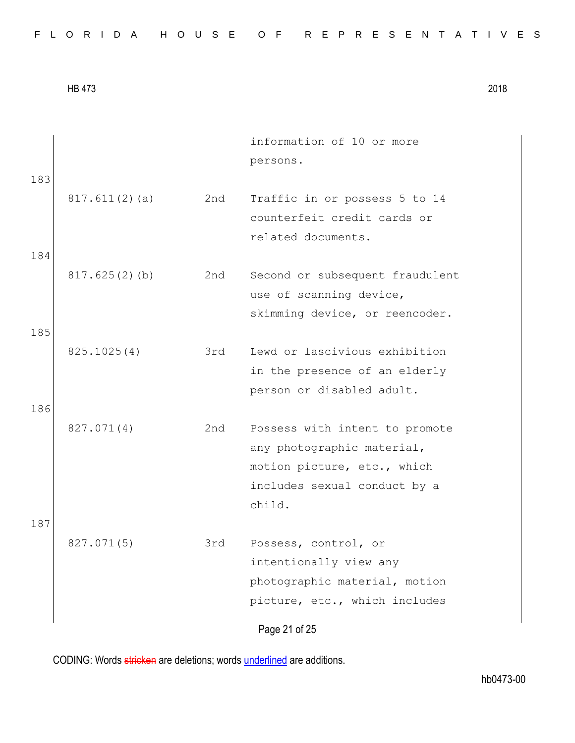| | | |
|---|---|---|
| | | information of 10 or more persons. |
| 817.611(2)(a) | 2nd | Traffic in or possess 5 to 14 counterfeit credit cards or related documents. |
| 817.625(2)(b) | 2nd | Second or subsequent fraudulent use of scanning device, skimming device, or reencoder. |
| 825.1025(4) | 3rd | Lewd or lascivious exhibition in the presence of an elderly person or disabled adult. |
| 827.071(4) | 2nd | Possess with intent to promote any photographic material, motion picture, etc., which includes sexual conduct by a child. |
| 827.071(5) | 3rd | Possess, control, or intentionally view any photographic material, motion picture, etc., which includes |

CODING: Words stricken are deletions; words underlined are additions.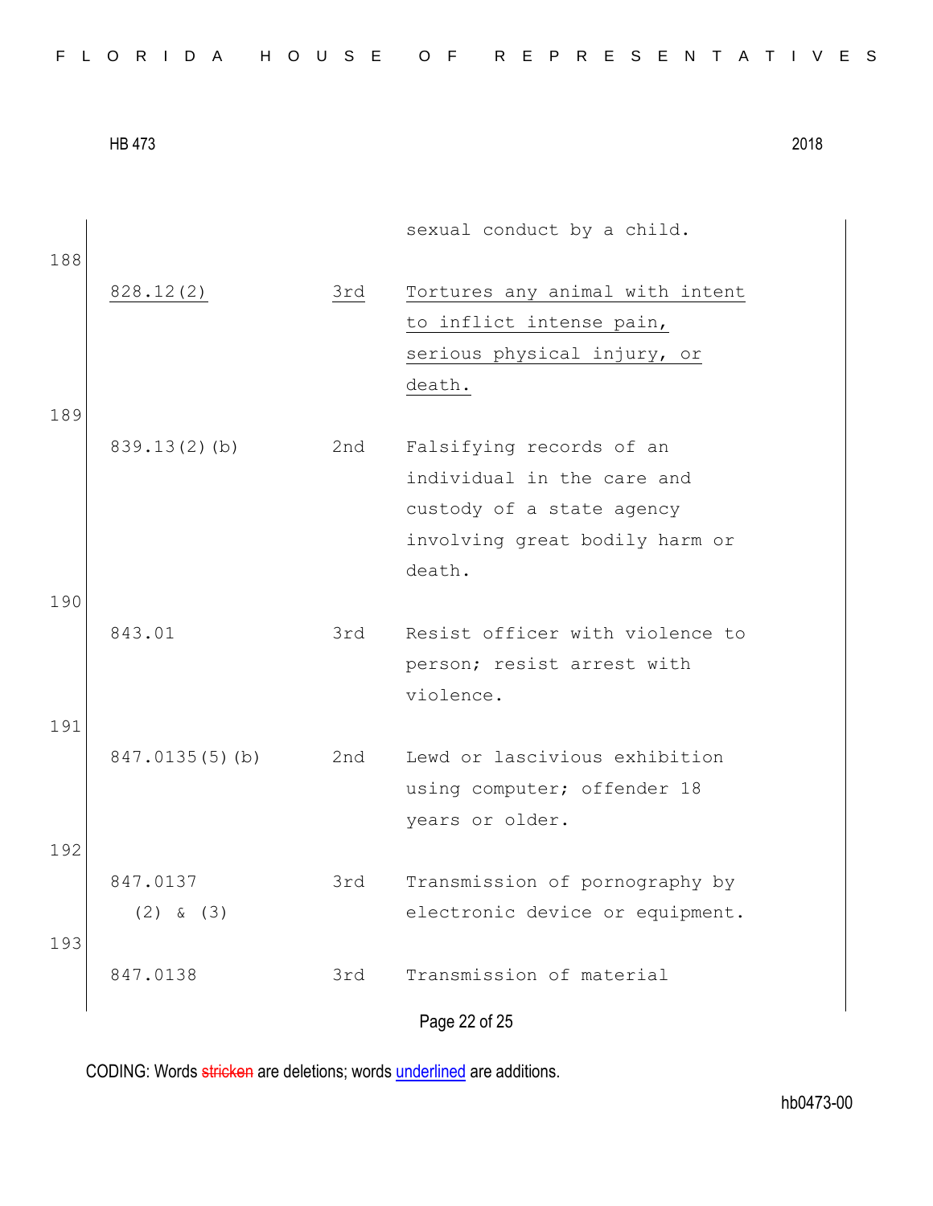| | | |
|---|---|---|
| | | sexual conduct by a child. |
| <u>828.12(2)</u> | <u>3rd</u> | <u>Tortures any animal with intent to inflict intense pain, serious physical injury, or death.</u> |
| 839.13(2)(b) | 2nd | Falsifying records of an individual in the care and custody of a state agency involving great bodily harm or death. |
| 843.01 | 3rd | Resist officer with violence to person; resist arrest with violence. |
| 847.0135(5)(b) | 2nd | Lewd or lascivious exhibition using computer; offender 18 years or older. |
| 847.0137 (2) & (3) | 3rd | Transmission of pornography by electronic device or equipment. |
| 847.0138 | 3rd | Transmission of material |

CODING: Words stricken are deletions; words underlined are additions.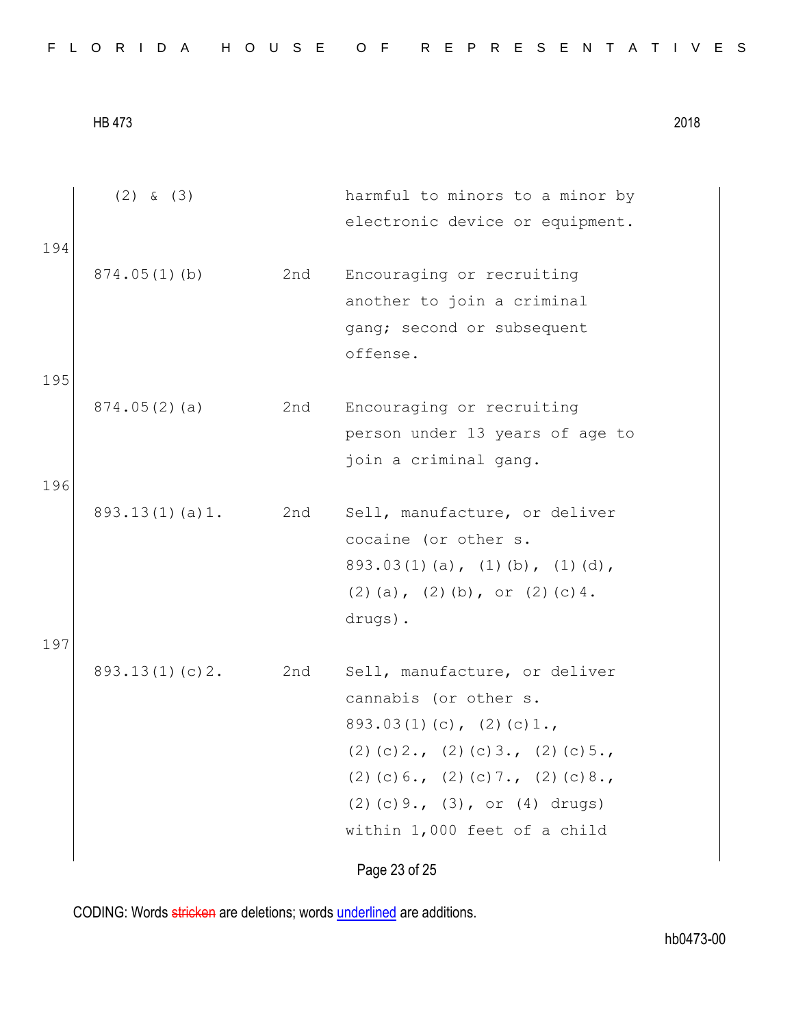| | | |
|---|---|---|
| (2) & (3) | | harmful to minors to a minor by electronic device or equipment. |
| 874.05(1)(b) | 2nd | Encouraging or recruiting another to join a criminal gang; second or subsequent offense. |
| 874.05(2)(a) | 2nd | Encouraging or recruiting person under 13 years of age to join a criminal gang. |
| 893.13(1)(a)1. | 2nd | Sell, manufacture, or deliver cocaine (or other s. 893.03(1)(a), (1)(b), (1)(d), (2)(a), (2)(b), or (2)(c)4. drugs). |
| 893.13(1)(c)2. | 2nd | Sell, manufacture, or deliver cannabis (or other s. 893.03(1)(c), (2)(c)1., (2)(c)2., (2)(c)3., (2)(c)5., (2)(c)6., (2)(c)7., (2)(c)8., (2)(c)9., (3), or (4) drugs) within 1,000 feet of a child |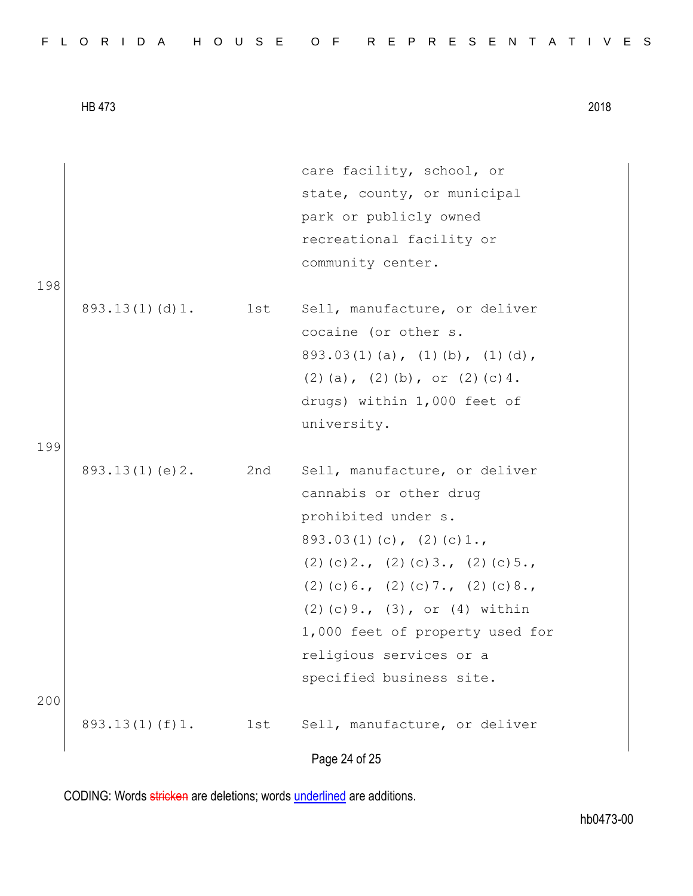| | | |
|---|---|---|
| | | care facility, school, or state, county, or municipal park or publicly owned recreational facility or community center. |
| 893.13(1)(d)1. | 1st | Sell, manufacture, or deliver cocaine (or other s. 893.03(1)(a), (1)(b), (1)(d), (2)(a), (2)(b), or (2)(c)4. drugs) within 1,000 feet of university. |
| 893.13(1)(e)2. | 2nd | Sell, manufacture, or deliver cannabis or other drug prohibited under s. 893.03(1)(c), (2)(c)1., (2)(c)2., (2)(c)3., (2)(c)5., (2)(c)6., (2)(c)7., (2)(c)8., (2)(c)9., (3), or (4) within 1,000 feet of property used for religious services or a specified business site. |
| 893.13(1)(f)1. | 1st | Sell, manufacture, or deliver |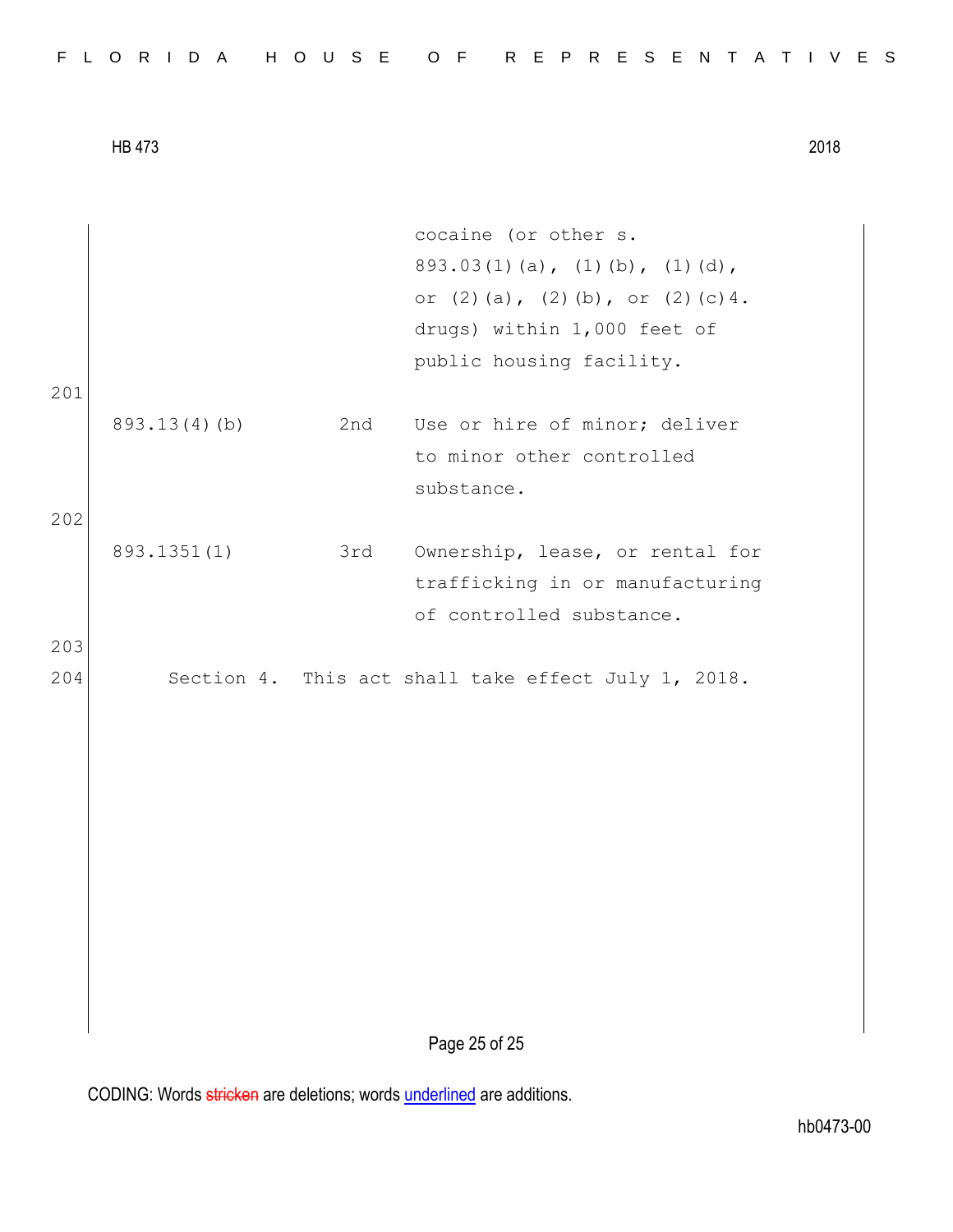| | | |
|---|---|---|
| | | cocaine (or other s. 893.03(1)(a), (1)(b), (1)(d), or (2)(a), (2)(b), or (2)(c)4. drugs) within 1,000 feet of public housing facility. |
| 893.13(4)(b) | 2nd | Use or hire of minor; deliver to minor other controlled substance. |
| 893.1351(1) | 3rd | Ownership, lease, or rental for trafficking in or manufacturing of controlled substance. |

Section 4. This act shall take effect July 1, 2018.